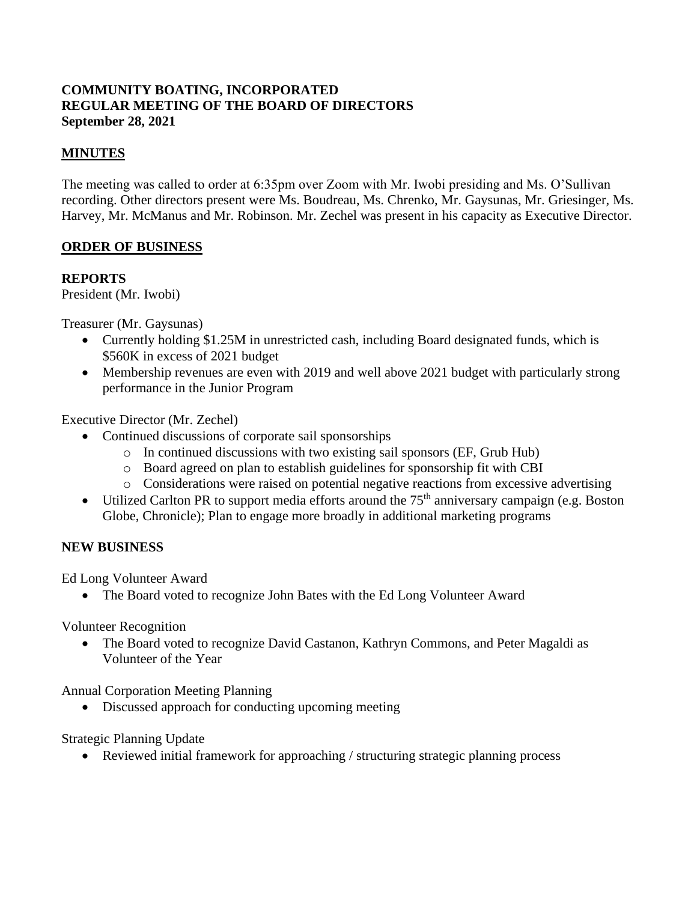**COMMUNITY BOATING, INCORPORATED**
**REGULAR MEETING OF THE BOARD OF DIRECTORS**
**September 28, 2021**

## **MINUTES**

The meeting was called to order at 6:35pm over Zoom with Mr. Iwobi presiding and Ms. O'Sullivan recording. Other directors present were Ms. Boudreau, Ms. Chrenko, Mr. Gaysunas, Mr. Griesinger, Ms. Harvey, Mr. McManus and Mr. Robinson. Mr. Zechel was present in his capacity as Executive Director.

## **ORDER OF BUSINESS**

### **REPORTS**

President (Mr. Iwobi)

Treasurer (Mr. Gaysunas)

- Currently holding \$1.25M in unrestricted cash, including Board designated funds, which is \$560K in excess of 2021 budget
- Membership revenues are even with 2019 and well above 2021 budget with particularly strong performance in the Junior Program

Executive Director (Mr. Zechel)

- Continued discussions of corporate sail sponsorships
  - In continued discussions with two existing sail sponsors (EF, Grub Hub)
  - Board agreed on plan to establish guidelines for sponsorship fit with CBI
  - Considerations were raised on potential negative reactions from excessive advertising
- Utilized Carlton PR to support media efforts around the 75th anniversary campaign (e.g. Boston Globe, Chronicle); Plan to engage more broadly in additional marketing programs

### **NEW BUSINESS**

Ed Long Volunteer Award

- The Board voted to recognize John Bates with the Ed Long Volunteer Award

Volunteer Recognition

- The Board voted to recognize David Castanon, Kathryn Commons, and Peter Magaldi as Volunteer of the Year

Annual Corporation Meeting Planning

- Discussed approach for conducting upcoming meeting

Strategic Planning Update

- Reviewed initial framework for approaching / structuring strategic planning process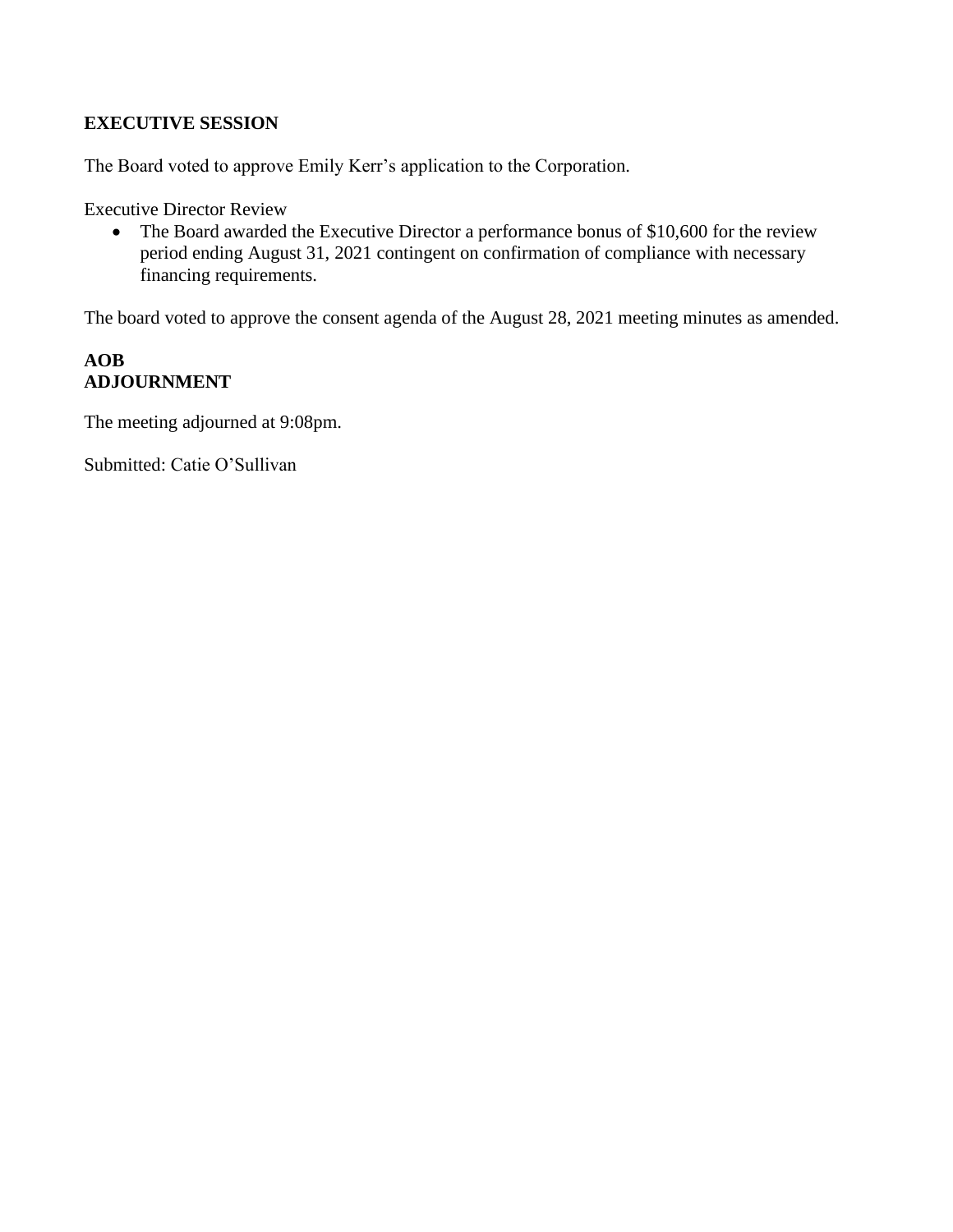**EXECUTIVE SESSION**

The Board voted to approve Emily Kerr's application to the Corporation.

Executive Director Review

- The Board awarded the Executive Director a performance bonus of $10,600 for the review period ending August 31, 2021 contingent on confirmation of compliance with necessary financing requirements.

The board voted to approve the consent agenda of the August 28, 2021 meeting minutes as amended.

**AOB**
**ADJOURNMENT**

The meeting adjourned at 9:08pm.

Submitted: Catie O'Sullivan